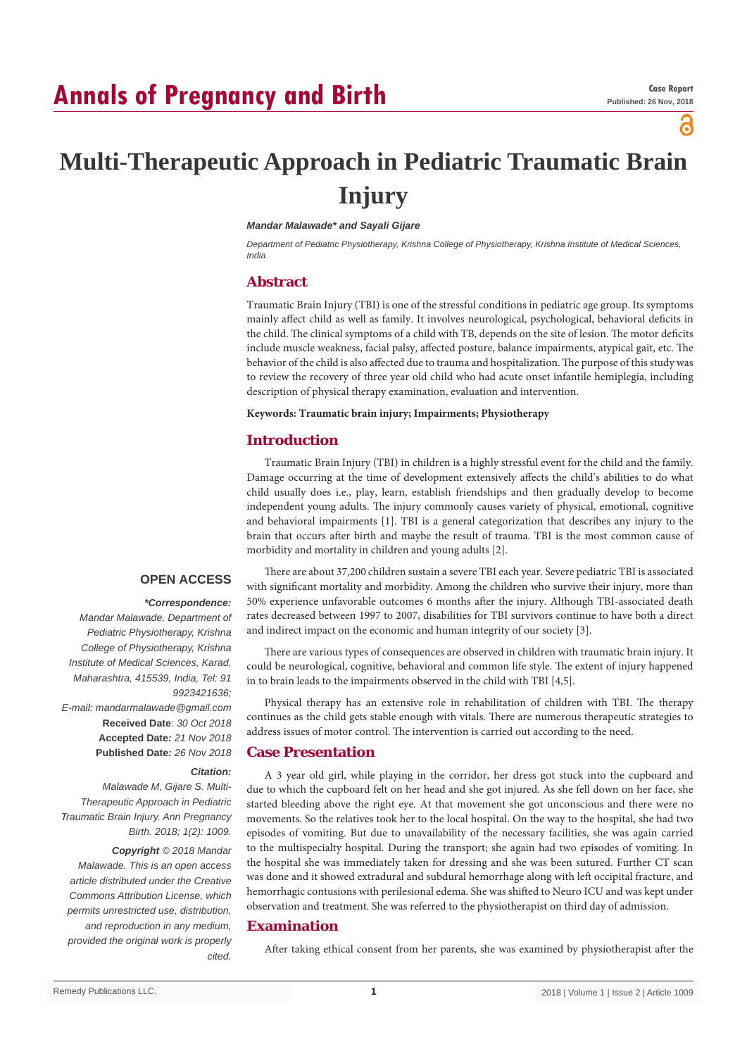# Multi-Therapeutic Approach in Pediatric Traumatic Brain Injury

***Mandar Malawade\* and Sayali Gijare***

*Department of Pediatric Physiotherapy, Krishna College of Physiotherapy, Krishna Institute of Medical Sciences, India*

## Abstract

Traumatic Brain Injury (TBI) is one of the stressful conditions in pediatric age group. Its symptoms mainly affect child as well as family. It involves neurological, psychological, behavioral deficits in the child. The clinical symptoms of a child with TB, depends on the site of lesion. The motor deficits include muscle weakness, facial palsy, affected posture, balance impairments, atypical gait, etc. The behavior of the child is also affected due to trauma and hospitalization. The purpose of this study was to review the recovery of three year old child who had acute onset infantile hemiplegia, including description of physical therapy examination, evaluation and intervention.

**Keywords: Traumatic brain injury; Impairments; Physiotherapy**

**OPEN ACCESS**

***\*Correspondence:***

*Mandar Malawade, Department of Pediatric Physiotherapy, Krishna College of Physiotherapy, Krishna Institute of Medical Sciences, Karad, Maharashtra, 415539, India, Tel: 91 9923421636;*

*E-mail: mandarmalawade@gmail.com*

**Received Date**: *30 Oct 2018*

**Accepted Date***: 21 Nov 2018*

**Published Date***: 26 Nov 2018*

***Citation:***

*Malawade M, Gijare S. Multi-Therapeutic Approach in Pediatric Traumatic Brain Injury. Ann Pregnancy Birth. 2018; 1(2): 1009.*

***Copyright** © 2018 Mandar Malawade. This is an open access article distributed under the Creative Commons Attribution License, which permits unrestricted use, distribution, and reproduction in any medium, provided the original work is properly cited.*

## Introduction

Traumatic Brain Injury (TBI) in children is a highly stressful event for the child and the family. Damage occurring at the time of development extensively affects the child's abilities to do what child usually does i.e., play, learn, establish friendships and then gradually develop to become independent young adults. The injury commonly causes variety of physical, emotional, cognitive and behavioral impairments [1]. TBI is a general categorization that describes any injury to the brain that occurs after birth and maybe the result of trauma. TBI is the most common cause of morbidity and mortality in children and young adults [2].

There are about 37,200 children sustain a severe TBI each year. Severe pediatric TBI is associated with significant mortality and morbidity. Among the children who survive their injury, more than 50% experience unfavorable outcomes 6 months after the injury. Although TBI-associated death rates decreased between 1997 to 2007, disabilities for TBI survivors continue to have both a direct and indirect impact on the economic and human integrity of our society [3].

There are various types of consequences are observed in children with traumatic brain injury. It could be neurological, cognitive, behavioral and common life style. The extent of injury happened in to brain leads to the impairments observed in the child with TBI [4,5].

Physical therapy has an extensive role in rehabilitation of children with TBI. The therapy continues as the child gets stable enough with vitals. There are numerous therapeutic strategies to address issues of motor control. The intervention is carried out according to the need.

## Case Presentation

A 3 year old girl, while playing in the corridor, her dress got stuck into the cupboard and due to which the cupboard felt on her head and she got injured. As she fell down on her face, she started bleeding above the right eye. At that movement she got unconscious and there were no movements. So the relatives took her to the local hospital. On the way to the hospital, she had two episodes of vomiting. But due to unavailability of the necessary facilities, she was again carried to the multispecialty hospital. During the transport; she again had two episodes of vomiting. In the hospital she was immediately taken for dressing and she was been sutured. Further CT scan was done and it showed extradural and subdural hemorrhage along with left occipital fracture, and hemorrhagic contusions with perilesional edema. She was shifted to Neuro ICU and was kept under observation and treatment. She was referred to the physiotherapist on third day of admission.

## Examination

After taking ethical consent from her parents, she was examined by physiotherapist after the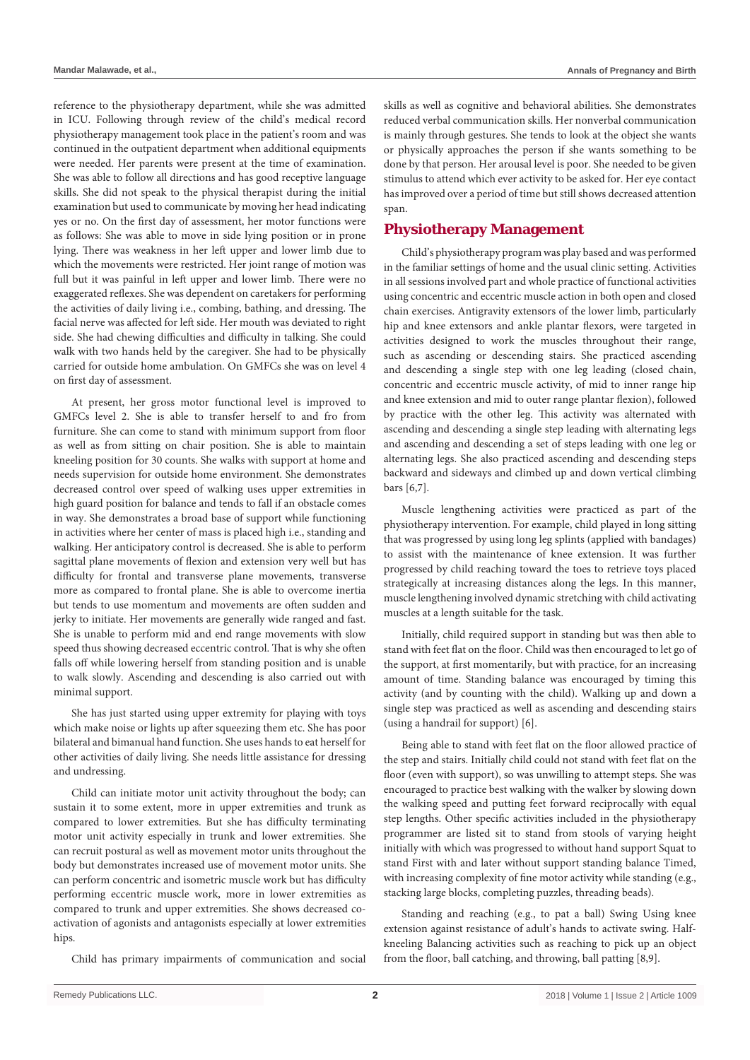reference to the physiotherapy department, while she was admitted in ICU. Following through review of the child's medical record physiotherapy management took place in the patient's room and was continued in the outpatient department when additional equipments were needed. Her parents were present at the time of examination. She was able to follow all directions and has good receptive language skills. She did not speak to the physical therapist during the initial examination but used to communicate by moving her head indicating yes or no. On the first day of assessment, her motor functions were as follows: She was able to move in side lying position or in prone lying. There was weakness in her left upper and lower limb due to which the movements were restricted. Her joint range of motion was full but it was painful in left upper and lower limb. There were no exaggerated reflexes. She was dependent on caretakers for performing the activities of daily living i.e., combing, bathing, and dressing. The facial nerve was affected for left side. Her mouth was deviated to right side. She had chewing difficulties and difficulty in talking. She could walk with two hands held by the caregiver. She had to be physically carried for outside home ambulation. On GMFCs she was on level 4 on first day of assessment.

At present, her gross motor functional level is improved to GMFCs level 2. She is able to transfer herself to and fro from furniture. She can come to stand with minimum support from floor as well as from sitting on chair position. She is able to maintain kneeling position for 30 counts. She walks with support at home and needs supervision for outside home environment. She demonstrates decreased control over speed of walking uses upper extremities in high guard position for balance and tends to fall if an obstacle comes in way. She demonstrates a broad base of support while functioning in activities where her center of mass is placed high i.e., standing and walking. Her anticipatory control is decreased. She is able to perform sagittal plane movements of flexion and extension very well but has difficulty for frontal and transverse plane movements, transverse more as compared to frontal plane. She is able to overcome inertia but tends to use momentum and movements are often sudden and jerky to initiate. Her movements are generally wide ranged and fast. She is unable to perform mid and end range movements with slow speed thus showing decreased eccentric control. That is why she often falls off while lowering herself from standing position and is unable to walk slowly. Ascending and descending is also carried out with minimal support.

She has just started using upper extremity for playing with toys which make noise or lights up after squeezing them etc. She has poor bilateral and bimanual hand function. She uses hands to eat herself for other activities of daily living. She needs little assistance for dressing and undressing.

Child can initiate motor unit activity throughout the body; can sustain it to some extent, more in upper extremities and trunk as compared to lower extremities. But she has difficulty terminating motor unit activity especially in trunk and lower extremities. She can recruit postural as well as movement motor units throughout the body but demonstrates increased use of movement motor units. She can perform concentric and isometric muscle work but has difficulty performing eccentric muscle work, more in lower extremities as compared to trunk and upper extremities. She shows decreased co-activation of agonists and antagonists especially at lower extremities hips.

Child has primary impairments of communication and social skills as well as cognitive and behavioral abilities. She demonstrates reduced verbal communication skills. Her nonverbal communication is mainly through gestures. She tends to look at the object she wants or physically approaches the person if she wants something to be done by that person. Her arousal level is poor. She needed to be given stimulus to attend which ever activity to be asked for. Her eye contact has improved over a period of time but still shows decreased attention span.

## Physiotherapy Management

Child's physiotherapy program was play based and was performed in the familiar settings of home and the usual clinic setting. Activities in all sessions involved part and whole practice of functional activities using concentric and eccentric muscle action in both open and closed chain exercises. Antigravity extensors of the lower limb, particularly hip and knee extensors and ankle plantar flexors, were targeted in activities designed to work the muscles throughout their range, such as ascending or descending stairs. She practiced ascending and descending a single step with one leg leading (closed chain, concentric and eccentric muscle activity, of mid to inner range hip and knee extension and mid to outer range plantar flexion), followed by practice with the other leg. This activity was alternated with ascending and descending a single step leading with alternating legs and ascending and descending a set of steps leading with one leg or alternating legs. She also practiced ascending and descending steps backward and sideways and climbed up and down vertical climbing bars [6,7].

Muscle lengthening activities were practiced as part of the physiotherapy intervention. For example, child played in long sitting that was progressed by using long leg splints (applied with bandages) to assist with the maintenance of knee extension. It was further progressed by child reaching toward the toes to retrieve toys placed strategically at increasing distances along the legs. In this manner, muscle lengthening involved dynamic stretching with child activating muscles at a length suitable for the task.

Initially, child required support in standing but was then able to stand with feet flat on the floor. Child was then encouraged to let go of the support, at first momentarily, but with practice, for an increasing amount of time. Standing balance was encouraged by timing this activity (and by counting with the child). Walking up and down a single step was practiced as well as ascending and descending stairs (using a handrail for support) [6].

Being able to stand with feet flat on the floor allowed practice of the step and stairs. Initially child could not stand with feet flat on the floor (even with support), so was unwilling to attempt steps. She was encouraged to practice best walking with the walker by slowing down the walking speed and putting feet forward reciprocally with equal step lengths. Other specific activities included in the physiotherapy programmer are listed sit to stand from stools of varying height initially with which was progressed to without hand support Squat to stand First with and later without support standing balance Timed, with increasing complexity of fine motor activity while standing (e.g., stacking large blocks, completing puzzles, threading beads).

Standing and reaching (e.g., to pat a ball) Swing Using knee extension against resistance of adult's hands to activate swing. Half-kneeling Balancing activities such as reaching to pick up an object from the floor, ball catching, and throwing, ball patting [8,9].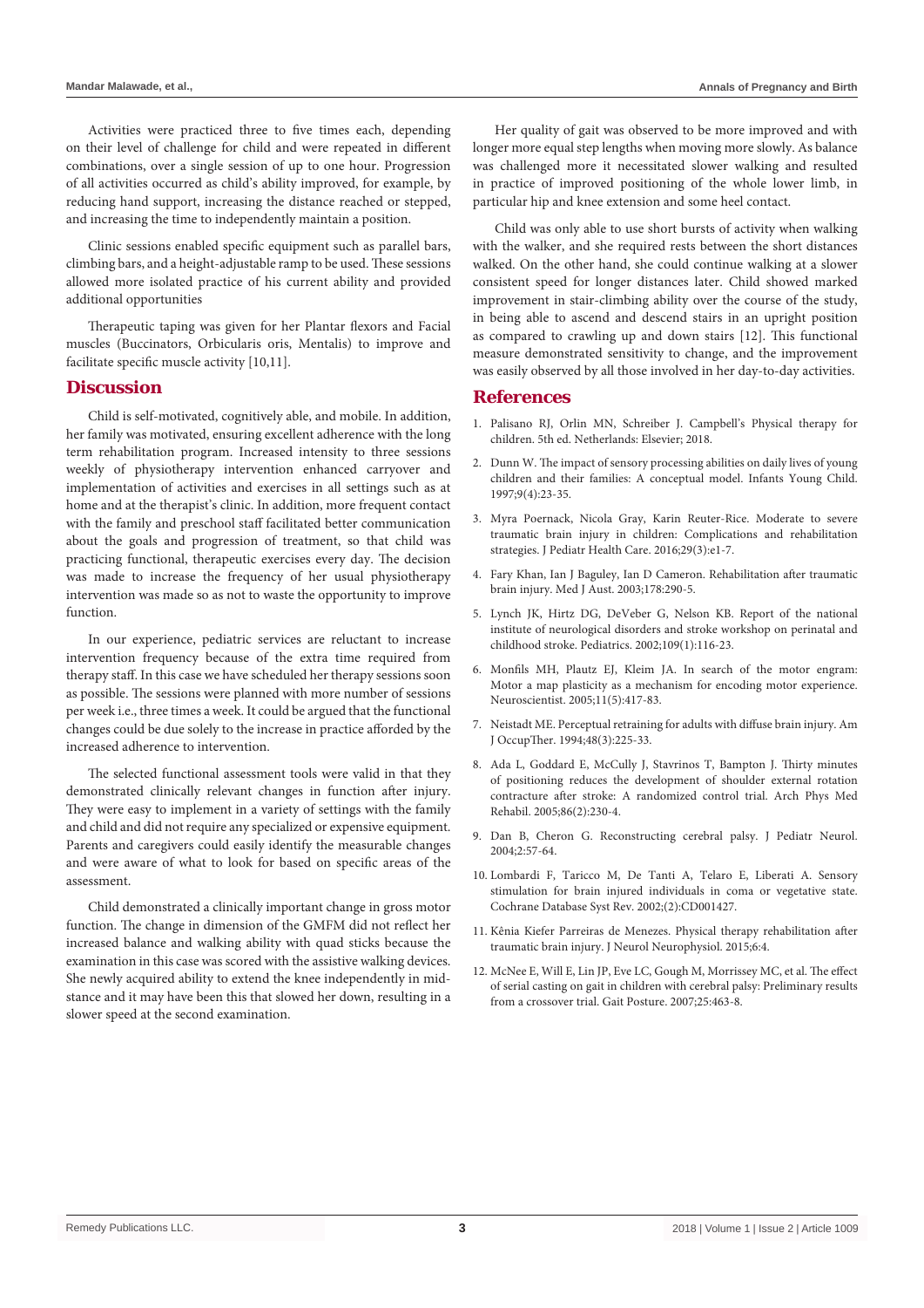Activities were practiced three to five times each, depending on their level of challenge for child and were repeated in different combinations, over a single session of up to one hour. Progression of all activities occurred as child's ability improved, for example, by reducing hand support, increasing the distance reached or stepped, and increasing the time to independently maintain a position.

Clinic sessions enabled specific equipment such as parallel bars, climbing bars, and a height-adjustable ramp to be used. These sessions allowed more isolated practice of his current ability and provided additional opportunities

Therapeutic taping was given for her Plantar flexors and Facial muscles (Buccinators, Orbicularis oris, Mentalis) to improve and facilitate specific muscle activity [10,11].

## Discussion

Child is self-motivated, cognitively able, and mobile. In addition, her family was motivated, ensuring excellent adherence with the long term rehabilitation program. Increased intensity to three sessions weekly of physiotherapy intervention enhanced carryover and implementation of activities and exercises in all settings such as at home and at the therapist's clinic. In addition, more frequent contact with the family and preschool staff facilitated better communication about the goals and progression of treatment, so that child was practicing functional, therapeutic exercises every day. The decision was made to increase the frequency of her usual physiotherapy intervention was made so as not to waste the opportunity to improve function.

In our experience, pediatric services are reluctant to increase intervention frequency because of the extra time required from therapy staff. In this case we have scheduled her therapy sessions soon as possible. The sessions were planned with more number of sessions per week i.e., three times a week. It could be argued that the functional changes could be due solely to the increase in practice afforded by the increased adherence to intervention.

The selected functional assessment tools were valid in that they demonstrated clinically relevant changes in function after injury. They were easy to implement in a variety of settings with the family and child and did not require any specialized or expensive equipment. Parents and caregivers could easily identify the measurable changes and were aware of what to look for based on specific areas of the assessment.

Child demonstrated a clinically important change in gross motor function. The change in dimension of the GMFM did not reflect her increased balance and walking ability with quad sticks because the examination in this case was scored with the assistive walking devices. She newly acquired ability to extend the knee independently in mid-stance and it may have been this that slowed her down, resulting in a slower speed at the second examination.

Her quality of gait was observed to be more improved and with longer more equal step lengths when moving more slowly. As balance was challenged more it necessitated slower walking and resulted in practice of improved positioning of the whole lower limb, in particular hip and knee extension and some heel contact.

Child was only able to use short bursts of activity when walking with the walker, and she required rests between the short distances walked. On the other hand, she could continue walking at a slower consistent speed for longer distances later. Child showed marked improvement in stair-climbing ability over the course of the study, in being able to ascend and descend stairs in an upright position as compared to crawling up and down stairs [12]. This functional measure demonstrated sensitivity to change, and the improvement was easily observed by all those involved in her day-to-day activities.

## References

1. Palisano RJ, Orlin MN, Schreiber J. Campbell's Physical therapy for children. 5th ed. Netherlands: Elsevier; 2018.
2. Dunn W. The impact of sensory processing abilities on daily lives of young children and their families: A conceptual model. Infants Young Child. 1997;9(4):23-35.
3. Myra Poernack, Nicola Gray, Karin Reuter-Rice. Moderate to severe traumatic brain injury in children: Complications and rehabilitation strategies. J Pediatr Health Care. 2016;29(3):e1-7.
4. Fary Khan, Ian J Baguley, Ian D Cameron. Rehabilitation after traumatic brain injury. Med J Aust. 2003;178:290-5.
5. Lynch JK, Hirtz DG, DeVeber G, Nelson KB. Report of the national institute of neurological disorders and stroke workshop on perinatal and childhood stroke. Pediatrics. 2002;109(1):116-23.
6. Monfils MH, Plautz EJ, Kleim JA. In search of the motor engram: Motor a map plasticity as a mechanism for encoding motor experience. Neuroscientist. 2005;11(5):417-83.
7. Neistadt ME. Perceptual retraining for adults with diffuse brain injury. Am J OccupTher. 1994;48(3):225-33.
8. Ada L, Goddard E, McCully J, Stavrinos T, Bampton J. Thirty minutes of positioning reduces the development of shoulder external rotation contracture after stroke: A randomized control trial. Arch Phys Med Rehabil. 2005;86(2):230-4.
9. Dan B, Cheron G. Reconstructing cerebral palsy. J Pediatr Neurol. 2004;2:57-64.
10. Lombardi F, Taricco M, De Tanti A, Telaro E, Liberati A. Sensory stimulation for brain injured individuals in coma or vegetative state. Cochrane Database Syst Rev. 2002;(2):CD001427.
11. Kênia Kiefer Parreiras de Menezes. Physical therapy rehabilitation after traumatic brain injury. J Neurol Neurophysiol. 2015;6:4.
12. McNee E, Will E, Lin JP, Eve LC, Gough M, Morrissey MC, et al. The effect of serial casting on gait in children with cerebral palsy: Preliminary results from a crossover trial. Gait Posture. 2007;25:463-8.